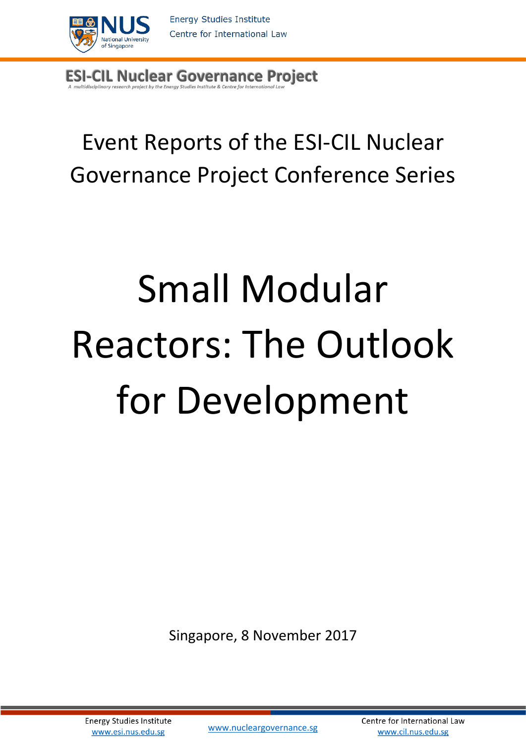Energy Studies Institute
Centre for International Law

**ESI-CIL Nuclear Governance Project**

*A multidisciplinary research project by the Energy Studies Institute & Centre for International Law*

## Event Reports of the ESI-CIL Nuclear Governance Project Conference Series

# Small Modular Reactors: The Outlook for Development

Singapore, 8 November 2017

Energy Studies Institute
www.esi.nus.edu.sg

www.nucleargovernance.sg

Centre for International Law
www.cil.nus.edu.sg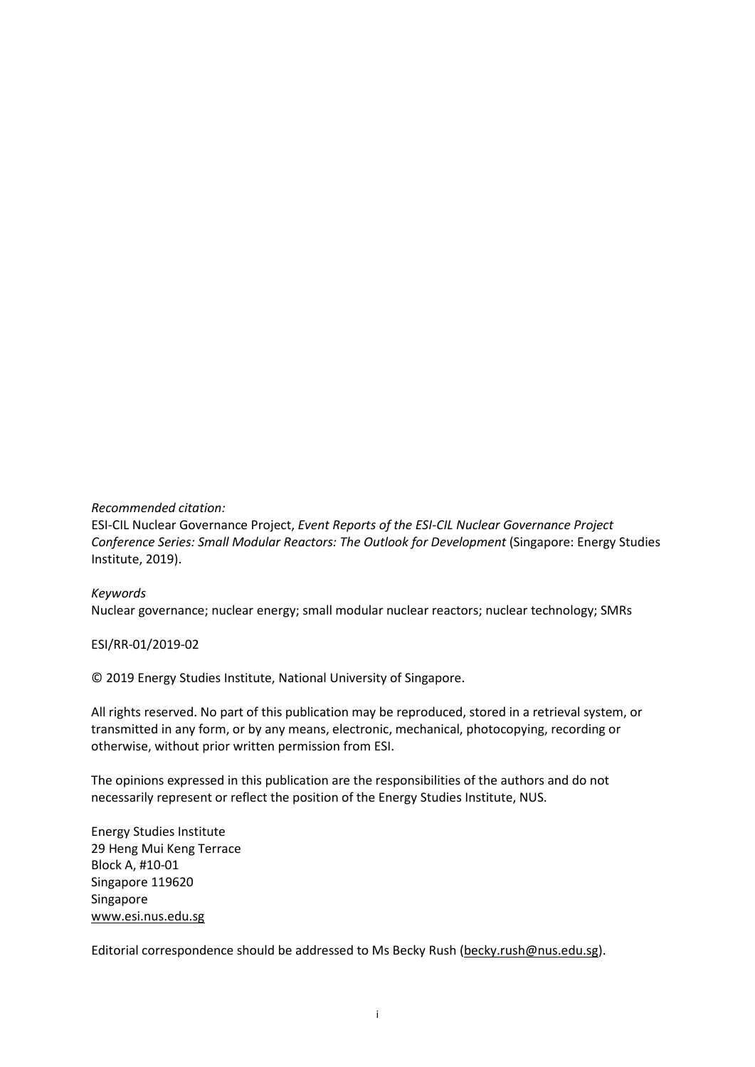*Recommended citation:*
ESI-CIL Nuclear Governance Project, *Event Reports of the ESI-CIL Nuclear Governance Project Conference Series: Small Modular Reactors: The Outlook for Development* (Singapore: Energy Studies Institute, 2019).

*Keywords*
Nuclear governance; nuclear energy; small modular nuclear reactors; nuclear technology; SMRs

ESI/RR-01/2019-02

© 2019 Energy Studies Institute, National University of Singapore.

All rights reserved. No part of this publication may be reproduced, stored in a retrieval system, or transmitted in any form, or by any means, electronic, mechanical, photocopying, recording or otherwise, without prior written permission from ESI.

The opinions expressed in this publication are the responsibilities of the authors and do not necessarily represent or reflect the position of the Energy Studies Institute, NUS.

Energy Studies Institute
29 Heng Mui Keng Terrace
Block A, #10-01
Singapore 119620
Singapore
www.esi.nus.edu.sg

Editorial correspondence should be addressed to Ms Becky Rush (becky.rush@nus.edu.sg).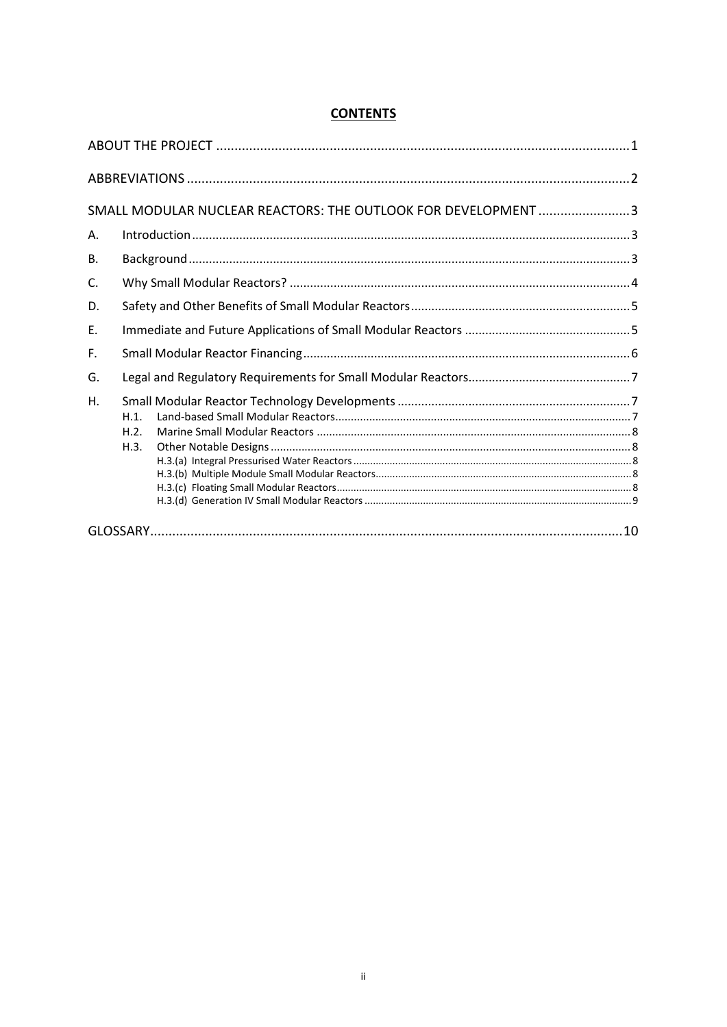## CONTENTS

ABOUT THE PROJECT ........................................................................................................ 1

ABBREVIATIONS ............................................................................................................. 2

SMALL MODULAR NUCLEAR REACTORS: THE OUTLOOK FOR DEVELOPMENT ......................... 3

A. Introduction ................................................................................................................ 3

B. Background ................................................................................................................. 3

C. Why Small Modular Reactors? .................................................................................... 4

D. Safety and Other Benefits of Small Modular Reactors ................................................ 5

E. Immediate and Future Applications of Small Modular Reactors ................................. 5

F. Small Modular Reactor Financing ............................................................................... 6

G. Legal and Regulatory Requirements for Small Modular Reactors ............................... 7

H. Small Modular Reactor Technology Developments .................................................... 7

- H.1. Land-based Small Modular Reactors ........................................................................ 7
- H.2. Marine Small Modular Reactors .............................................................................. 8
- H.3. Other Notable Designs ............................................................................................. 8
  - H.3.(a) Integral Pressurised Water Reactors ................................................................ 8
  - H.3.(b) Multiple Module Small Modular Reactors ......................................................... 8
  - H.3.(c) Floating Small Modular Reactors ...................................................................... 8
  - H.3.(d) Generation IV Small Modular Reactors ............................................................ 9

GLOSSARY .................................................................................................................... 10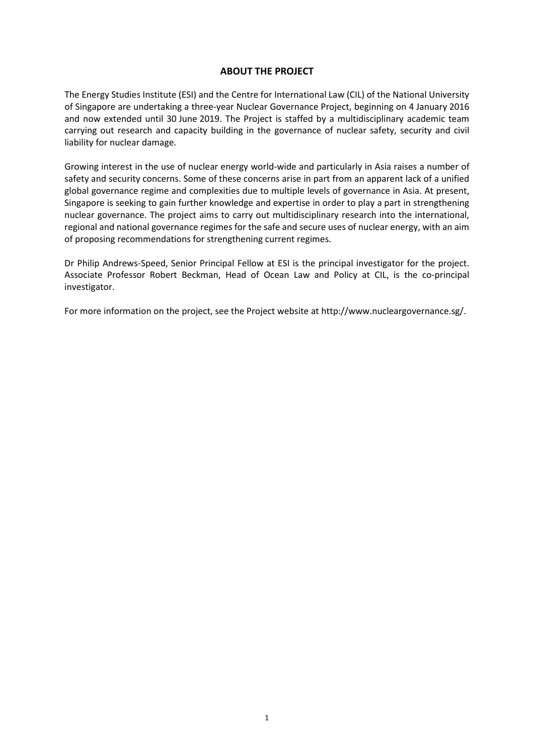## ABOUT THE PROJECT

The Energy Studies Institute (ESI) and the Centre for International Law (CIL) of the National University of Singapore are undertaking a three-year Nuclear Governance Project, beginning on 4 January 2016 and now extended until 30 June 2019. The Project is staffed by a multidisciplinary academic team carrying out research and capacity building in the governance of nuclear safety, security and civil liability for nuclear damage.

Growing interest in the use of nuclear energy world-wide and particularly in Asia raises a number of safety and security concerns. Some of these concerns arise in part from an apparent lack of a unified global governance regime and complexities due to multiple levels of governance in Asia. At present, Singapore is seeking to gain further knowledge and expertise in order to play a part in strengthening nuclear governance. The project aims to carry out multidisciplinary research into the international, regional and national governance regimes for the safe and secure uses of nuclear energy, with an aim of proposing recommendations for strengthening current regimes.

Dr Philip Andrews-Speed, Senior Principal Fellow at ESI is the principal investigator for the project. Associate Professor Robert Beckman, Head of Ocean Law and Policy at CIL, is the co-principal investigator.

For more information on the project, see the Project website at http://www.nucleargovernance.sg/.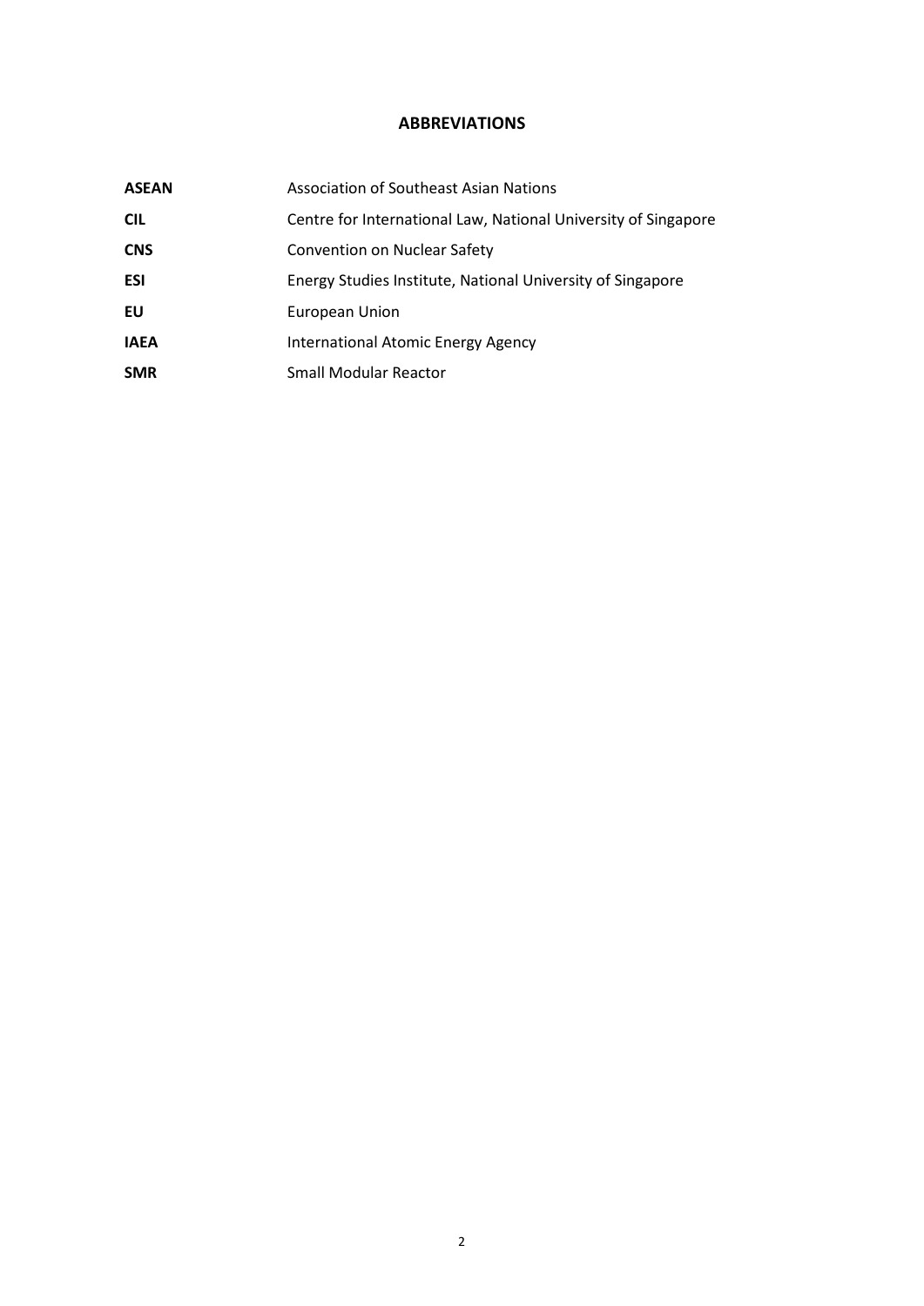## ABBREVIATIONS

| | |
|---|---|
| **ASEAN** | Association of Southeast Asian Nations |
| **CIL** | Centre for International Law, National University of Singapore |
| **CNS** | Convention on Nuclear Safety |
| **ESI** | Energy Studies Institute, National University of Singapore |
| **EU** | European Union |
| **IAEA** | International Atomic Energy Agency |
| **SMR** | Small Modular Reactor |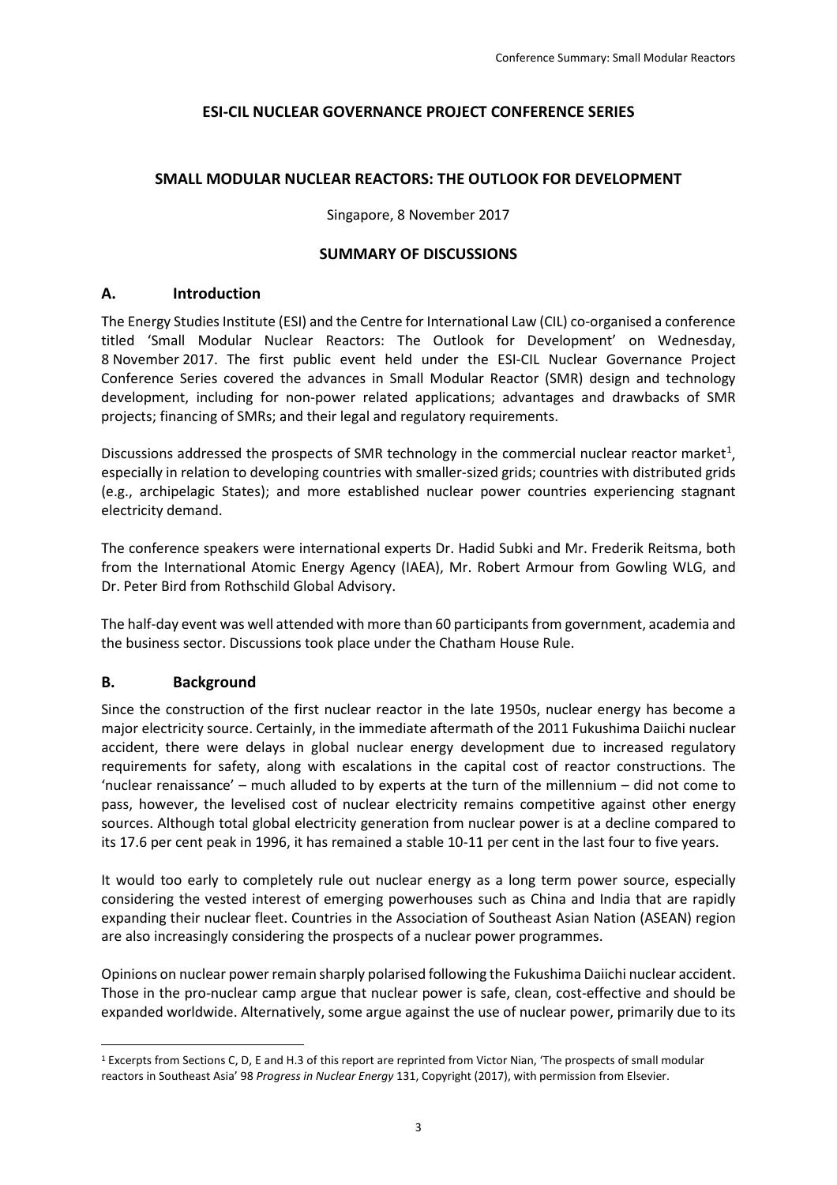**ESI-CIL NUCLEAR GOVERNANCE PROJECT CONFERENCE SERIES**

**SMALL MODULAR NUCLEAR REACTORS: THE OUTLOOK FOR DEVELOPMENT**

Singapore, 8 November 2017

**SUMMARY OF DISCUSSIONS**

## A. Introduction

The Energy Studies Institute (ESI) and the Centre for International Law (CIL) co-organised a conference titled 'Small Modular Nuclear Reactors: The Outlook for Development' on Wednesday, 8 November 2017. The first public event held under the ESI-CIL Nuclear Governance Project Conference Series covered the advances in Small Modular Reactor (SMR) design and technology development, including for non-power related applications; advantages and drawbacks of SMR projects; financing of SMRs; and their legal and regulatory requirements.

Discussions addressed the prospects of SMR technology in the commercial nuclear reactor market[1], especially in relation to developing countries with smaller-sized grids; countries with distributed grids (e.g., archipelagic States); and more established nuclear power countries experiencing stagnant electricity demand.

The conference speakers were international experts Dr. Hadid Subki and Mr. Frederik Reitsma, both from the International Atomic Energy Agency (IAEA), Mr. Robert Armour from Gowling WLG, and Dr. Peter Bird from Rothschild Global Advisory.

The half-day event was well attended with more than 60 participants from government, academia and the business sector. Discussions took place under the Chatham House Rule.

## B. Background

Since the construction of the first nuclear reactor in the late 1950s, nuclear energy has become a major electricity source. Certainly, in the immediate aftermath of the 2011 Fukushima Daiichi nuclear accident, there were delays in global nuclear energy development due to increased regulatory requirements for safety, along with escalations in the capital cost of reactor constructions. The 'nuclear renaissance' – much alluded to by experts at the turn of the millennium – did not come to pass, however, the levelised cost of nuclear electricity remains competitive against other energy sources. Although total global electricity generation from nuclear power is at a decline compared to its 17.6 per cent peak in 1996, it has remained a stable 10-11 per cent in the last four to five years.

It would too early to completely rule out nuclear energy as a long term power source, especially considering the vested interest of emerging powerhouses such as China and India that are rapidly expanding their nuclear fleet. Countries in the Association of Southeast Asian Nation (ASEAN) region are also increasingly considering the prospects of a nuclear power programmes.

Opinions on nuclear power remain sharply polarised following the Fukushima Daiichi nuclear accident. Those in the pro-nuclear camp argue that nuclear power is safe, clean, cost-effective and should be expanded worldwide. Alternatively, some argue against the use of nuclear power, primarily due to its

[1] Excerpts from Sections C, D, E and H.3 of this report are reprinted from Victor Nian, 'The prospects of small modular reactors in Southeast Asia' 98 *Progress in Nuclear Energy* 131, Copyright (2017), with permission from Elsevier.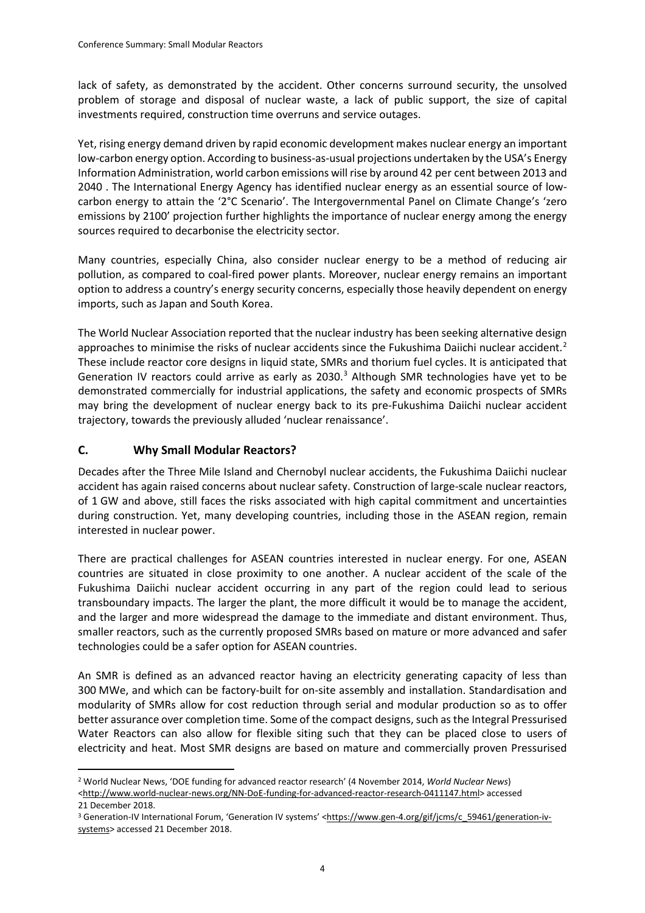lack of safety, as demonstrated by the accident. Other concerns surround security, the unsolved problem of storage and disposal of nuclear waste, a lack of public support, the size of capital investments required, construction time overruns and service outages.

Yet, rising energy demand driven by rapid economic development makes nuclear energy an important low-carbon energy option. According to business-as-usual projections undertaken by the USA's Energy Information Administration, world carbon emissions will rise by around 42 per cent between 2013 and 2040 . The International Energy Agency has identified nuclear energy as an essential source of low-carbon energy to attain the '2°C Scenario'. The Intergovernmental Panel on Climate Change's 'zero emissions by 2100' projection further highlights the importance of nuclear energy among the energy sources required to decarbonise the electricity sector.

Many countries, especially China, also consider nuclear energy to be a method of reducing air pollution, as compared to coal-fired power plants. Moreover, nuclear energy remains an important option to address a country's energy security concerns, especially those heavily dependent on energy imports, such as Japan and South Korea.

The World Nuclear Association reported that the nuclear industry has been seeking alternative design approaches to minimise the risks of nuclear accidents since the Fukushima Daiichi nuclear accident.[2] These include reactor core designs in liquid state, SMRs and thorium fuel cycles. It is anticipated that Generation IV reactors could arrive as early as 2030.[3] Although SMR technologies have yet to be demonstrated commercially for industrial applications, the safety and economic prospects of SMRs may bring the development of nuclear energy back to its pre-Fukushima Daiichi nuclear accident trajectory, towards the previously alluded 'nuclear renaissance'.

## C. Why Small Modular Reactors?

Decades after the Three Mile Island and Chernobyl nuclear accidents, the Fukushima Daiichi nuclear accident has again raised concerns about nuclear safety. Construction of large-scale nuclear reactors, of 1 GW and above, still faces the risks associated with high capital commitment and uncertainties during construction. Yet, many developing countries, including those in the ASEAN region, remain interested in nuclear power.

There are practical challenges for ASEAN countries interested in nuclear energy. For one, ASEAN countries are situated in close proximity to one another. A nuclear accident of the scale of the Fukushima Daiichi nuclear accident occurring in any part of the region could lead to serious transboundary impacts. The larger the plant, the more difficult it would be to manage the accident, and the larger and more widespread the damage to the immediate and distant environment. Thus, smaller reactors, such as the currently proposed SMRs based on mature or more advanced and safer technologies could be a safer option for ASEAN countries.

An SMR is defined as an advanced reactor having an electricity generating capacity of less than 300 MWe, and which can be factory-built for on-site assembly and installation. Standardisation and modularity of SMRs allow for cost reduction through serial and modular production so as to offer better assurance over completion time. Some of the compact designs, such as the Integral Pressurised Water Reactors can also allow for flexible siting such that they can be placed close to users of electricity and heat. Most SMR designs are based on mature and commercially proven Pressurised

---

[2] World Nuclear News, 'DOE funding for advanced reactor research' (4 November 2014, *World Nuclear News*) <http://www.world-nuclear-news.org/NN-DoE-funding-for-advanced-reactor-research-0411147.html> accessed 21 December 2018.

[3] Generation-IV International Forum, 'Generation IV systems' <https://www.gen-4.org/gif/jcms/c_59461/generation-iv-systems> accessed 21 December 2018.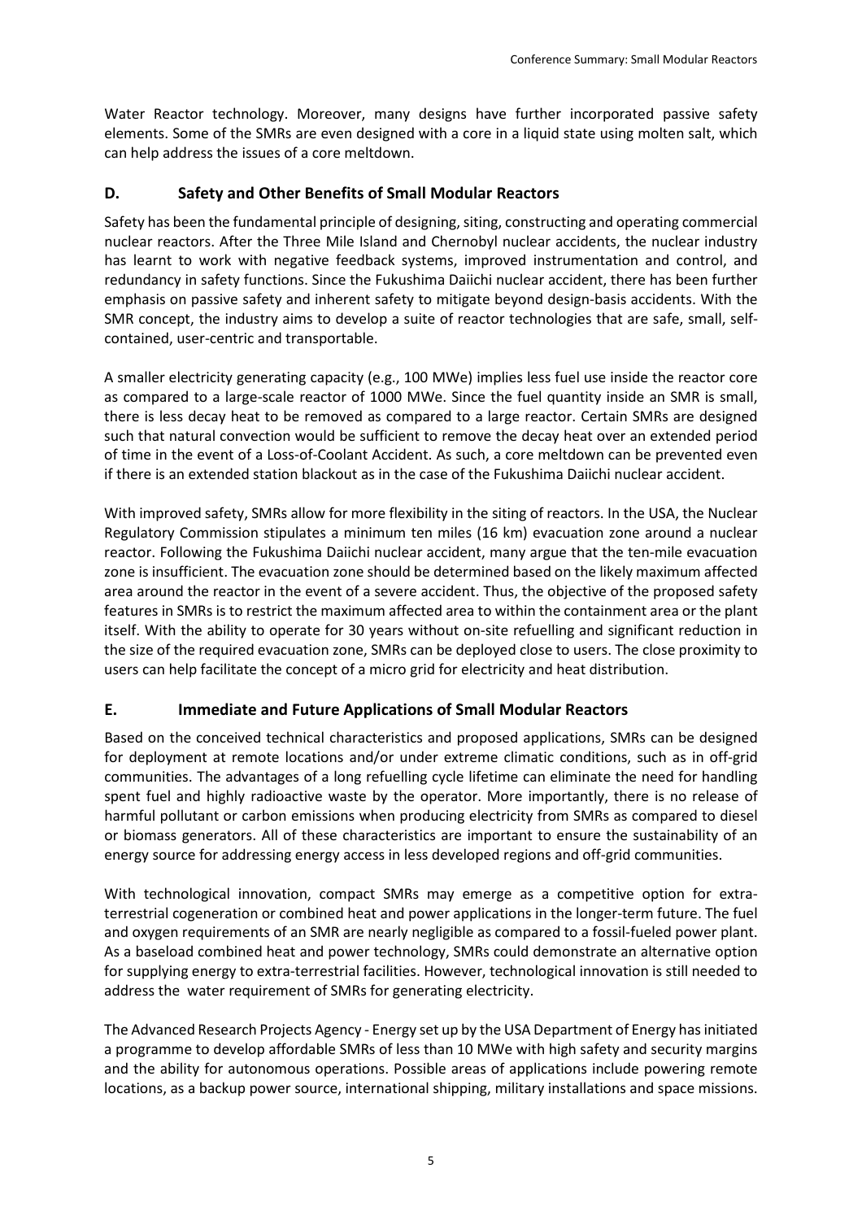Water Reactor technology. Moreover, many designs have further incorporated passive safety elements. Some of the SMRs are even designed with a core in a liquid state using molten salt, which can help address the issues of a core meltdown.

## D. Safety and Other Benefits of Small Modular Reactors

Safety has been the fundamental principle of designing, siting, constructing and operating commercial nuclear reactors. After the Three Mile Island and Chernobyl nuclear accidents, the nuclear industry has learnt to work with negative feedback systems, improved instrumentation and control, and redundancy in safety functions. Since the Fukushima Daiichi nuclear accident, there has been further emphasis on passive safety and inherent safety to mitigate beyond design-basis accidents. With the SMR concept, the industry aims to develop a suite of reactor technologies that are safe, small, self-contained, user-centric and transportable.

A smaller electricity generating capacity (e.g., 100 MWe) implies less fuel use inside the reactor core as compared to a large-scale reactor of 1000 MWe. Since the fuel quantity inside an SMR is small, there is less decay heat to be removed as compared to a large reactor. Certain SMRs are designed such that natural convection would be sufficient to remove the decay heat over an extended period of time in the event of a Loss-of-Coolant Accident. As such, a core meltdown can be prevented even if there is an extended station blackout as in the case of the Fukushima Daiichi nuclear accident.

With improved safety, SMRs allow for more flexibility in the siting of reactors. In the USA, the Nuclear Regulatory Commission stipulates a minimum ten miles (16 km) evacuation zone around a nuclear reactor. Following the Fukushima Daiichi nuclear accident, many argue that the ten-mile evacuation zone is insufficient. The evacuation zone should be determined based on the likely maximum affected area around the reactor in the event of a severe accident. Thus, the objective of the proposed safety features in SMRs is to restrict the maximum affected area to within the containment area or the plant itself. With the ability to operate for 30 years without on-site refuelling and significant reduction in the size of the required evacuation zone, SMRs can be deployed close to users. The close proximity to users can help facilitate the concept of a micro grid for electricity and heat distribution.

## E. Immediate and Future Applications of Small Modular Reactors

Based on the conceived technical characteristics and proposed applications, SMRs can be designed for deployment at remote locations and/or under extreme climatic conditions, such as in off-grid communities. The advantages of a long refuelling cycle lifetime can eliminate the need for handling spent fuel and highly radioactive waste by the operator. More importantly, there is no release of harmful pollutant or carbon emissions when producing electricity from SMRs as compared to diesel or biomass generators. All of these characteristics are important to ensure the sustainability of an energy source for addressing energy access in less developed regions and off-grid communities.

With technological innovation, compact SMRs may emerge as a competitive option for extra-terrestrial cogeneration or combined heat and power applications in the longer-term future. The fuel and oxygen requirements of an SMR are nearly negligible as compared to a fossil-fueled power plant. As a baseload combined heat and power technology, SMRs could demonstrate an alternative option for supplying energy to extra-terrestrial facilities. However, technological innovation is still needed to address the water requirement of SMRs for generating electricity.

The Advanced Research Projects Agency - Energy set up by the USA Department of Energy has initiated a programme to develop affordable SMRs of less than 10 MWe with high safety and security margins and the ability for autonomous operations. Possible areas of applications include powering remote locations, as a backup power source, international shipping, military installations and space missions.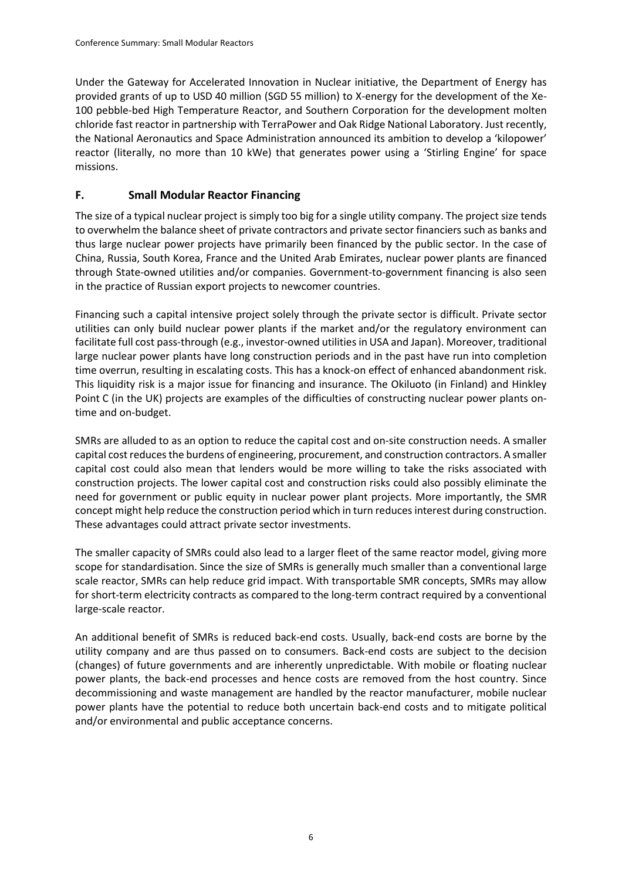Under the Gateway for Accelerated Innovation in Nuclear initiative, the Department of Energy has provided grants of up to USD 40 million (SGD 55 million) to X-energy for the development of the Xe-100 pebble-bed High Temperature Reactor, and Southern Corporation for the development molten chloride fast reactor in partnership with TerraPower and Oak Ridge National Laboratory. Just recently, the National Aeronautics and Space Administration announced its ambition to develop a 'kilopower' reactor (literally, no more than 10 kWe) that generates power using a 'Stirling Engine' for space missions.

## F. Small Modular Reactor Financing

The size of a typical nuclear project is simply too big for a single utility company. The project size tends to overwhelm the balance sheet of private contractors and private sector financiers such as banks and thus large nuclear power projects have primarily been financed by the public sector. In the case of China, Russia, South Korea, France and the United Arab Emirates, nuclear power plants are financed through State-owned utilities and/or companies. Government-to-government financing is also seen in the practice of Russian export projects to newcomer countries.

Financing such a capital intensive project solely through the private sector is difficult. Private sector utilities can only build nuclear power plants if the market and/or the regulatory environment can facilitate full cost pass-through (e.g., investor-owned utilities in USA and Japan). Moreover, traditional large nuclear power plants have long construction periods and in the past have run into completion time overrun, resulting in escalating costs. This has a knock-on effect of enhanced abandonment risk. This liquidity risk is a major issue for financing and insurance. The Okiluoto (in Finland) and Hinkley Point C (in the UK) projects are examples of the difficulties of constructing nuclear power plants on-time and on-budget.

SMRs are alluded to as an option to reduce the capital cost and on-site construction needs. A smaller capital cost reduces the burdens of engineering, procurement, and construction contractors. A smaller capital cost could also mean that lenders would be more willing to take the risks associated with construction projects. The lower capital cost and construction risks could also possibly eliminate the need for government or public equity in nuclear power plant projects. More importantly, the SMR concept might help reduce the construction period which in turn reduces interest during construction. These advantages could attract private sector investments.

The smaller capacity of SMRs could also lead to a larger fleet of the same reactor model, giving more scope for standardisation. Since the size of SMRs is generally much smaller than a conventional large scale reactor, SMRs can help reduce grid impact. With transportable SMR concepts, SMRs may allow for short-term electricity contracts as compared to the long-term contract required by a conventional large-scale reactor.

An additional benefit of SMRs is reduced back-end costs. Usually, back-end costs are borne by the utility company and are thus passed on to consumers. Back-end costs are subject to the decision (changes) of future governments and are inherently unpredictable. With mobile or floating nuclear power plants, the back-end processes and hence costs are removed from the host country. Since decommissioning and waste management are handled by the reactor manufacturer, mobile nuclear power plants have the potential to reduce both uncertain back-end costs and to mitigate political and/or environmental and public acceptance concerns.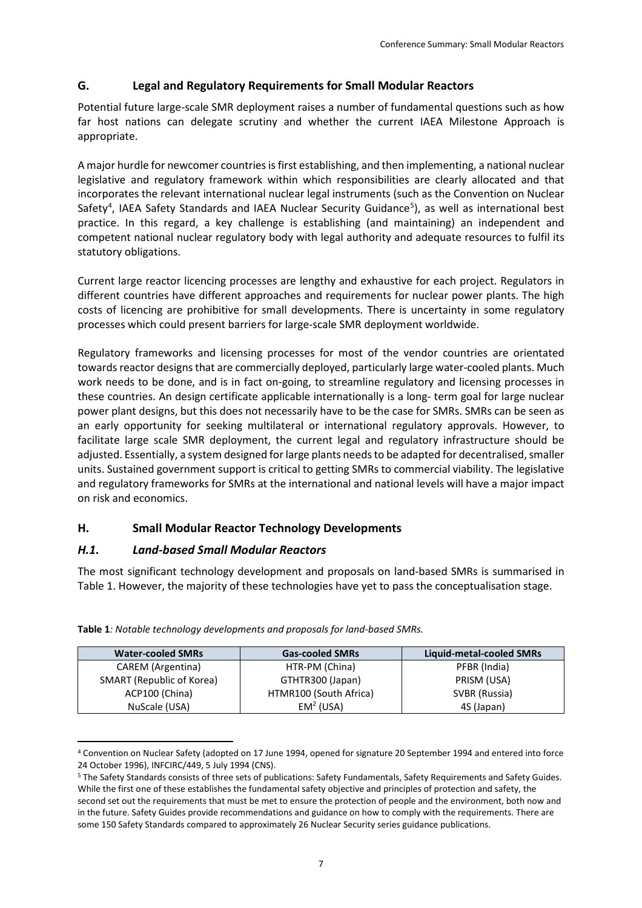## G. Legal and Regulatory Requirements for Small Modular Reactors

Potential future large-scale SMR deployment raises a number of fundamental questions such as how far host nations can delegate scrutiny and whether the current IAEA Milestone Approach is appropriate.

A major hurdle for newcomer countries is first establishing, and then implementing, a national nuclear legislative and regulatory framework within which responsibilities are clearly allocated and that incorporates the relevant international nuclear legal instruments (such as the Convention on Nuclear Safety[4], IAEA Safety Standards and IAEA Nuclear Security Guidance[5]), as well as international best practice. In this regard, a key challenge is establishing (and maintaining) an independent and competent national nuclear regulatory body with legal authority and adequate resources to fulfil its statutory obligations.

Current large reactor licencing processes are lengthy and exhaustive for each project. Regulators in different countries have different approaches and requirements for nuclear power plants. The high costs of licencing are prohibitive for small developments. There is uncertainty in some regulatory processes which could present barriers for large-scale SMR deployment worldwide.

Regulatory frameworks and licensing processes for most of the vendor countries are orientated towards reactor designs that are commercially deployed, particularly large water-cooled plants. Much work needs to be done, and is in fact on-going, to streamline regulatory and licensing processes in these countries. An design certificate applicable internationally is a long- term goal for large nuclear power plant designs, but this does not necessarily have to be the case for SMRs. SMRs can be seen as an early opportunity for seeking multilateral or international regulatory approvals. However, to facilitate large scale SMR deployment, the current legal and regulatory infrastructure should be adjusted. Essentially, a system designed for large plants needs to be adapted for decentralised, smaller units. Sustained government support is critical to getting SMRs to commercial viability. The legislative and regulatory frameworks for SMRs at the international and national levels will have a major impact on risk and economics.

## H. Small Modular Reactor Technology Developments

### *H.1. Land-based Small Modular Reactors*

The most significant technology development and proposals on land-based SMRs is summarised in Table 1. However, the majority of these technologies have yet to pass the conceptualisation stage.

**Table 1***: Notable technology developments and proposals for land-based SMRs.*

| Water-cooled SMRs | Gas-cooled SMRs | Liquid-metal-cooled SMRs |
|---|---|---|
| CAREM (Argentina) | HTR-PM (China) | PFBR (India) |
| SMART (Republic of Korea) | GTHTR300 (Japan) | PRISM (USA) |
| ACP100 (China) | HTMR100 (South Africa) | SVBR (Russia) |
| NuScale (USA) | $EM^2$ (USA) | 4S (Japan) |

[4] Convention on Nuclear Safety (adopted on 17 June 1994, opened for signature 20 September 1994 and entered into force 24 October 1996), INFCIRC/449, 5 July 1994 (CNS).

[5] The Safety Standards consists of three sets of publications: Safety Fundamentals, Safety Requirements and Safety Guides. While the first one of these establishes the fundamental safety objective and principles of protection and safety, the second set out the requirements that must be met to ensure the protection of people and the environment, both now and in the future. Safety Guides provide recommendations and guidance on how to comply with the requirements. There are some 150 Safety Standards compared to approximately 26 Nuclear Security series guidance publications.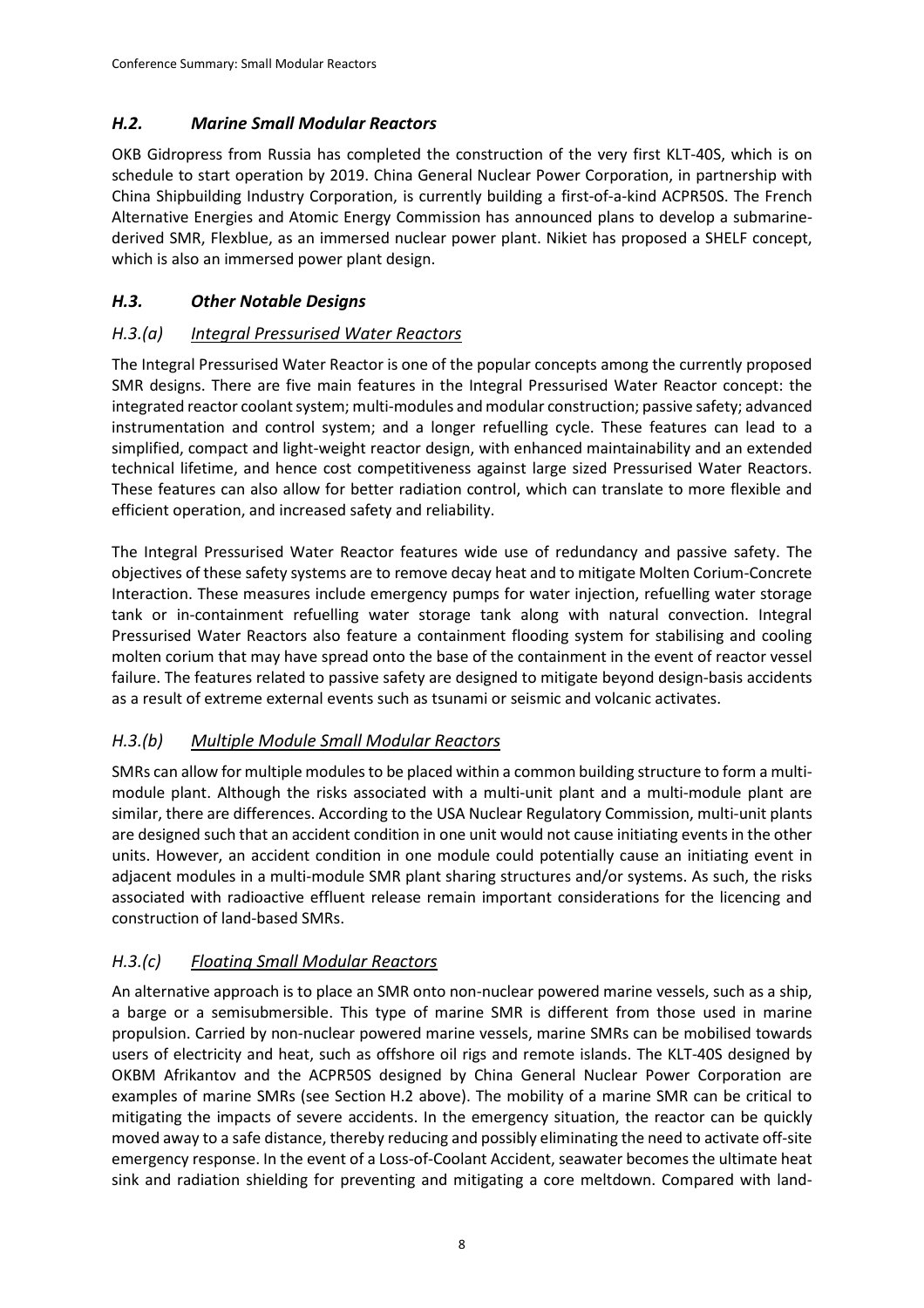## *H.2. Marine Small Modular Reactors*

OKB Gidropress from Russia has completed the construction of the very first KLT-40S, which is on schedule to start operation by 2019. China General Nuclear Power Corporation, in partnership with China Shipbuilding Industry Corporation, is currently building a first-of-a-kind ACPR50S. The French Alternative Energies and Atomic Energy Commission has announced plans to develop a submarine-derived SMR, Flexblue, as an immersed nuclear power plant. Nikiet has proposed a SHELF concept, which is also an immersed power plant design.

## *H.3. Other Notable Designs*

### *H.3.(a) Integral Pressurised Water Reactors*

The Integral Pressurised Water Reactor is one of the popular concepts among the currently proposed SMR designs. There are five main features in the Integral Pressurised Water Reactor concept: the integrated reactor coolant system; multi-modules and modular construction; passive safety; advanced instrumentation and control system; and a longer refuelling cycle. These features can lead to a simplified, compact and light-weight reactor design, with enhanced maintainability and an extended technical lifetime, and hence cost competitiveness against large sized Pressurised Water Reactors. These features can also allow for better radiation control, which can translate to more flexible and efficient operation, and increased safety and reliability.

The Integral Pressurised Water Reactor features wide use of redundancy and passive safety. The objectives of these safety systems are to remove decay heat and to mitigate Molten Corium-Concrete Interaction. These measures include emergency pumps for water injection, refuelling water storage tank or in-containment refuelling water storage tank along with natural convection. Integral Pressurised Water Reactors also feature a containment flooding system for stabilising and cooling molten corium that may have spread onto the base of the containment in the event of reactor vessel failure. The features related to passive safety are designed to mitigate beyond design-basis accidents as a result of extreme external events such as tsunami or seismic and volcanic activates.

### *H.3.(b) Multiple Module Small Modular Reactors*

SMRs can allow for multiple modules to be placed within a common building structure to form a multi-module plant. Although the risks associated with a multi-unit plant and a multi-module plant are similar, there are differences. According to the USA Nuclear Regulatory Commission, multi-unit plants are designed such that an accident condition in one unit would not cause initiating events in the other units. However, an accident condition in one module could potentially cause an initiating event in adjacent modules in a multi-module SMR plant sharing structures and/or systems. As such, the risks associated with radioactive effluent release remain important considerations for the licencing and construction of land-based SMRs.

### *H.3.(c) Floating Small Modular Reactors*

An alternative approach is to place an SMR onto non-nuclear powered marine vessels, such as a ship, a barge or a semisubmersible. This type of marine SMR is different from those used in marine propulsion. Carried by non-nuclear powered marine vessels, marine SMRs can be mobilised towards users of electricity and heat, such as offshore oil rigs and remote islands. The KLT-40S designed by OKBM Afrikantov and the ACPR50S designed by China General Nuclear Power Corporation are examples of marine SMRs (see Section H.2 above). The mobility of a marine SMR can be critical to mitigating the impacts of severe accidents. In the emergency situation, the reactor can be quickly moved away to a safe distance, thereby reducing and possibly eliminating the need to activate off-site emergency response. In the event of a Loss-of-Coolant Accident, seawater becomes the ultimate heat sink and radiation shielding for preventing and mitigating a core meltdown. Compared with land-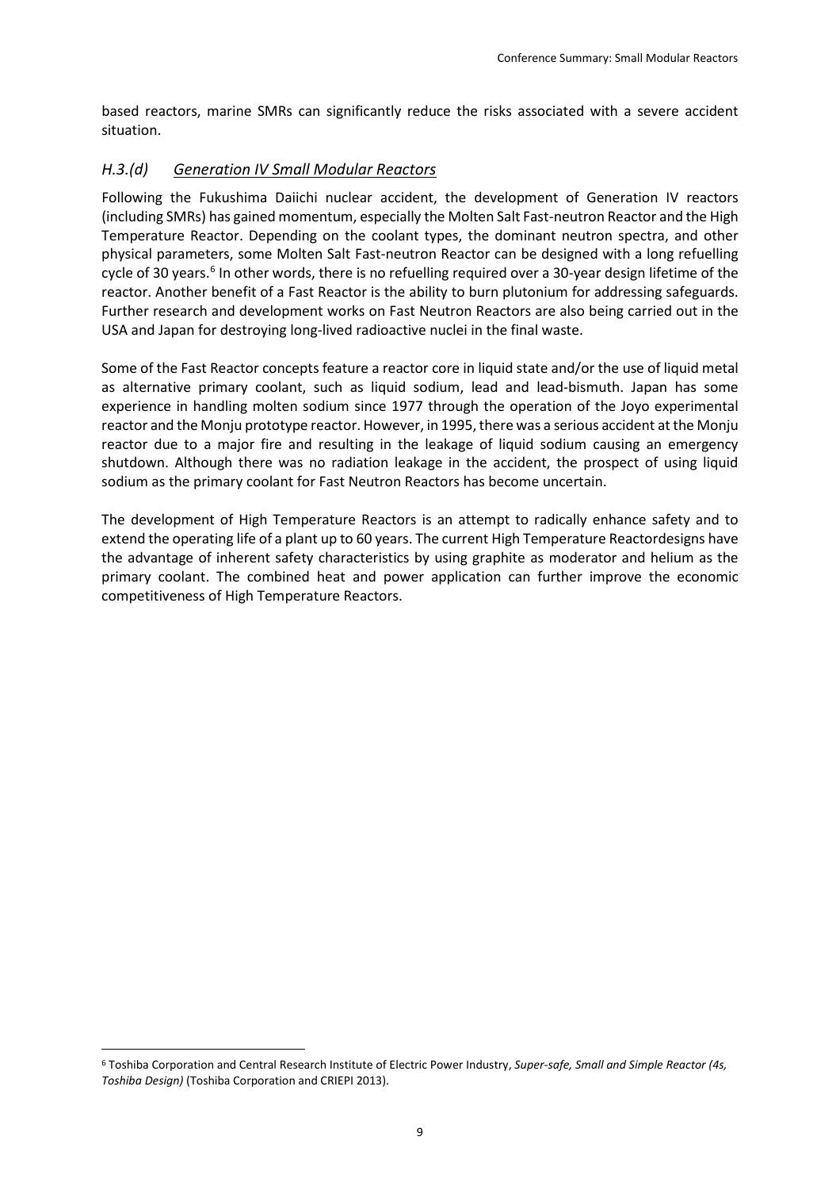based reactors, marine SMRs can significantly reduce the risks associated with a severe accident situation.

### *H.3.(d) Generation IV Small Modular Reactors*

Following the Fukushima Daiichi nuclear accident, the development of Generation IV reactors (including SMRs) has gained momentum, especially the Molten Salt Fast-neutron Reactor and the High Temperature Reactor. Depending on the coolant types, the dominant neutron spectra, and other physical parameters, some Molten Salt Fast-neutron Reactor can be designed with a long refuelling cycle of 30 years.[6] In other words, there is no refuelling required over a 30-year design lifetime of the reactor. Another benefit of a Fast Reactor is the ability to burn plutonium for addressing safeguards. Further research and development works on Fast Neutron Reactors are also being carried out in the USA and Japan for destroying long-lived radioactive nuclei in the final waste.

Some of the Fast Reactor concepts feature a reactor core in liquid state and/or the use of liquid metal as alternative primary coolant, such as liquid sodium, lead and lead-bismuth. Japan has some experience in handling molten sodium since 1977 through the operation of the Joyo experimental reactor and the Monju prototype reactor. However, in 1995, there was a serious accident at the Monju reactor due to a major fire and resulting in the leakage of liquid sodium causing an emergency shutdown. Although there was no radiation leakage in the accident, the prospect of using liquid sodium as the primary coolant for Fast Neutron Reactors has become uncertain.

The development of High Temperature Reactors is an attempt to radically enhance safety and to extend the operating life of a plant up to 60 years. The current High Temperature Reactordesigns have the advantage of inherent safety characteristics by using graphite as moderator and helium as the primary coolant. The combined heat and power application can further improve the economic competitiveness of High Temperature Reactors.

---

[6] Toshiba Corporation and Central Research Institute of Electric Power Industry, *Super-safe, Small and Simple Reactor (4s, Toshiba Design)* (Toshiba Corporation and CRIEPI 2013).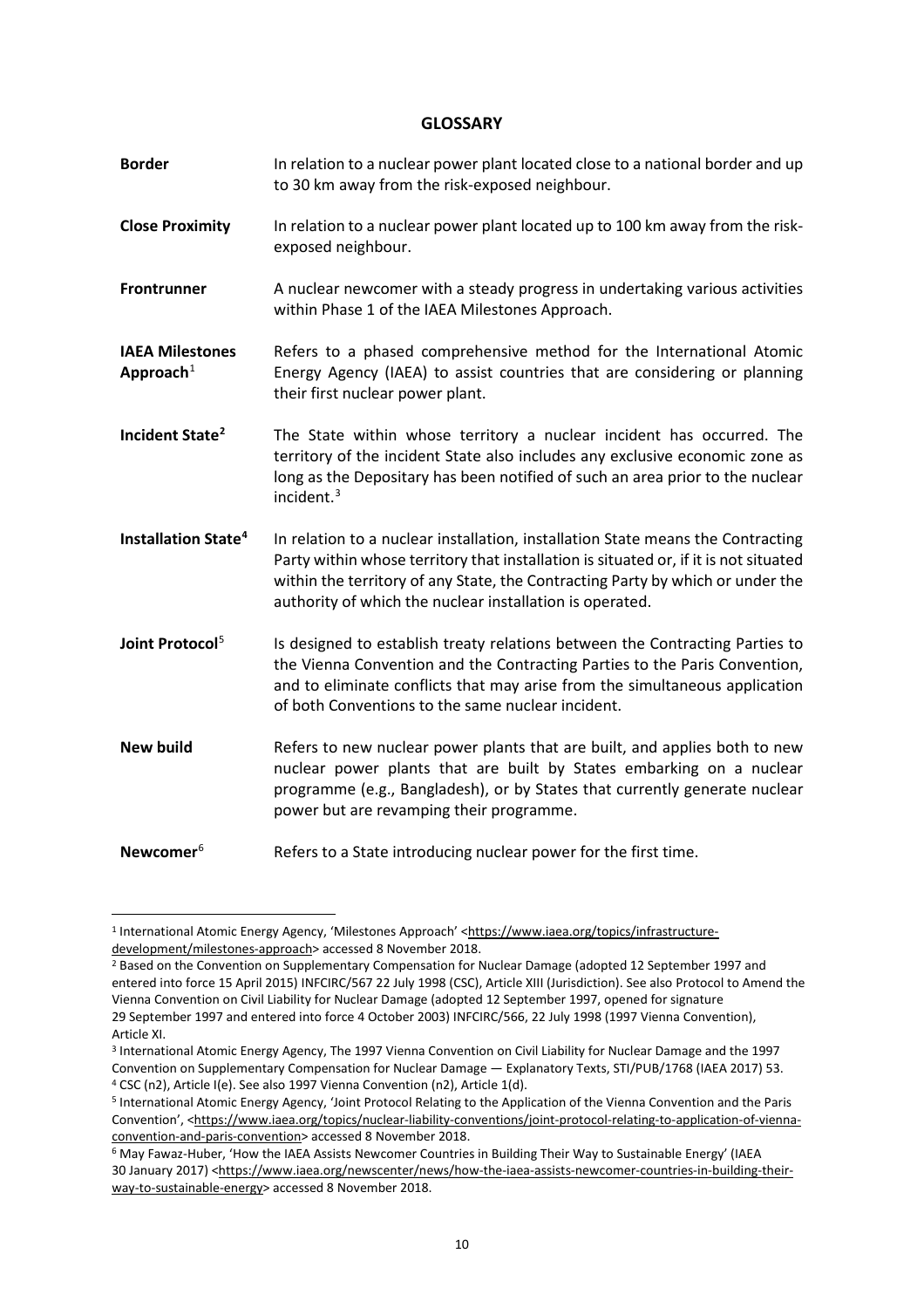## GLOSSARY

| | |
|---|---|
| **Border** | In relation to a nuclear power plant located close to a national border and up to 30 km away from the risk-exposed neighbour. |
| **Close Proximity** | In relation to a nuclear power plant located up to 100 km away from the risk-exposed neighbour. |
| **Frontrunner** | A nuclear newcomer with a steady progress in undertaking various activities within Phase 1 of the IAEA Milestones Approach. |
| **IAEA Milestones Approach**[1] | Refers to a phased comprehensive method for the International Atomic Energy Agency (IAEA) to assist countries that are considering or planning their first nuclear power plant. |
| **Incident State**[2] | The State within whose territory a nuclear incident has occurred. The territory of the incident State also includes any exclusive economic zone as long as the Depositary has been notified of such an area prior to the nuclear incident.[3] |
| **Installation State**[4] | In relation to a nuclear installation, installation State means the Contracting Party within whose territory that installation is situated or, if it is not situated within the territory of any State, the Contracting Party by which or under the authority of which the nuclear installation is operated. |
| **Joint Protocol**[5] | Is designed to establish treaty relations between the Contracting Parties to the Vienna Convention and the Contracting Parties to the Paris Convention, and to eliminate conflicts that may arise from the simultaneous application of both Conventions to the same nuclear incident. |
| **New build** | Refers to new nuclear power plants that are built, and applies both to new nuclear power plants that are built by States embarking on a nuclear programme (e.g., Bangladesh), or by States that currently generate nuclear power but are revamping their programme. |
| **Newcomer**[6] | Refers to a State introducing nuclear power for the first time. |

---

[1] International Atomic Energy Agency, 'Milestones Approach' <https://www.iaea.org/topics/infrastructure-development/milestones-approach> accessed 8 November 2018.

[2] Based on the Convention on Supplementary Compensation for Nuclear Damage (adopted 12 September 1997 and entered into force 15 April 2015) INFCIRC/567 22 July 1998 (CSC), Article XIII (Jurisdiction). See also Protocol to Amend the Vienna Convention on Civil Liability for Nuclear Damage (adopted 12 September 1997, opened for signature 29 September 1997 and entered into force 4 October 2003) INFCIRC/566, 22 July 1998 (1997 Vienna Convention), Article XI.

[3] International Atomic Energy Agency, The 1997 Vienna Convention on Civil Liability for Nuclear Damage and the 1997 Convention on Supplementary Compensation for Nuclear Damage — Explanatory Texts, STI/PUB/1768 (IAEA 2017) 53.

[4] CSC (n2), Article I(e). See also 1997 Vienna Convention (n2), Article 1(d).

[5] International Atomic Energy Agency, 'Joint Protocol Relating to the Application of the Vienna Convention and the Paris Convention', <https://www.iaea.org/topics/nuclear-liability-conventions/joint-protocol-relating-to-application-of-vienna-convention-and-paris-convention> accessed 8 November 2018.

[6] May Fawaz-Huber, 'How the IAEA Assists Newcomer Countries in Building Their Way to Sustainable Energy' (IAEA 30 January 2017) <https://www.iaea.org/newscenter/news/how-the-iaea-assists-newcomer-countries-in-building-their-way-to-sustainable-energy> accessed 8 November 2018.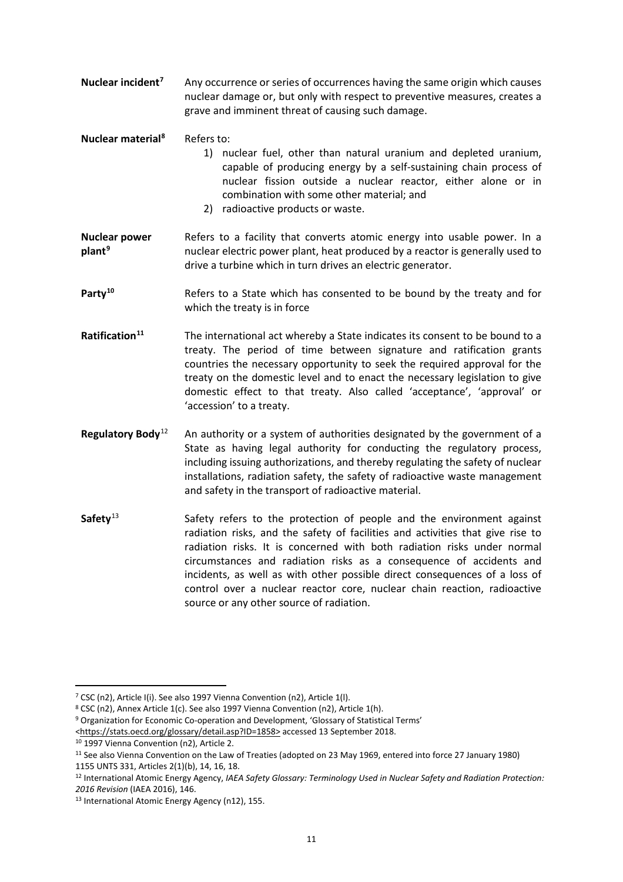**Nuclear incident**[7] Any occurrence or series of occurrences having the same origin which causes nuclear damage or, but only with respect to preventive measures, creates a grave and imminent threat of causing such damage.

**Nuclear material**[8] Refers to:

1) nuclear fuel, other than natural uranium and depleted uranium, capable of producing energy by a self-sustaining chain process of nuclear fission outside a nuclear reactor, either alone or in combination with some other material; and
2) radioactive products or waste.

**Nuclear power plant**[9] Refers to a facility that converts atomic energy into usable power. In a nuclear electric power plant, heat produced by a reactor is generally used to drive a turbine which in turn drives an electric generator.

**Party**[10] Refers to a State which has consented to be bound by the treaty and for which the treaty is in force

**Ratification**[11] The international act whereby a State indicates its consent to be bound to a treaty. The period of time between signature and ratification grants countries the necessary opportunity to seek the required approval for the treaty on the domestic level and to enact the necessary legislation to give domestic effect to that treaty. Also called 'acceptance', 'approval' or 'accession' to a treaty.

**Regulatory Body**[12] An authority or a system of authorities designated by the government of a State as having legal authority for conducting the regulatory process, including issuing authorizations, and thereby regulating the safety of nuclear installations, radiation safety, the safety of radioactive waste management and safety in the transport of radioactive material.

**Safety**[13] Safety refers to the protection of people and the environment against radiation risks, and the safety of facilities and activities that give rise to radiation risks. It is concerned with both radiation risks under normal circumstances and radiation risks as a consequence of accidents and incidents, as well as with other possible direct consequences of a loss of control over a nuclear reactor core, nuclear chain reaction, radioactive source or any other source of radiation.

---

[7] CSC (n2), Article I(i). See also 1997 Vienna Convention (n2), Article 1(l).

[8] CSC (n2), Annex Article 1(c). See also 1997 Vienna Convention (n2), Article 1(h).

[9] Organization for Economic Co-operation and Development, 'Glossary of Statistical Terms' <https://stats.oecd.org/glossary/detail.asp?ID=1858> accessed 13 September 2018.

[10] 1997 Vienna Convention (n2), Article 2.

[11] See also Vienna Convention on the Law of Treaties (adopted on 23 May 1969, entered into force 27 January 1980) 1155 UNTS 331, Articles 2(1)(b), 14, 16, 18.

[12] International Atomic Energy Agency, *IAEA Safety Glossary: Terminology Used in Nuclear Safety and Radiation Protection: 2016 Revision* (IAEA 2016), 146.

[13] International Atomic Energy Agency (n12), 155.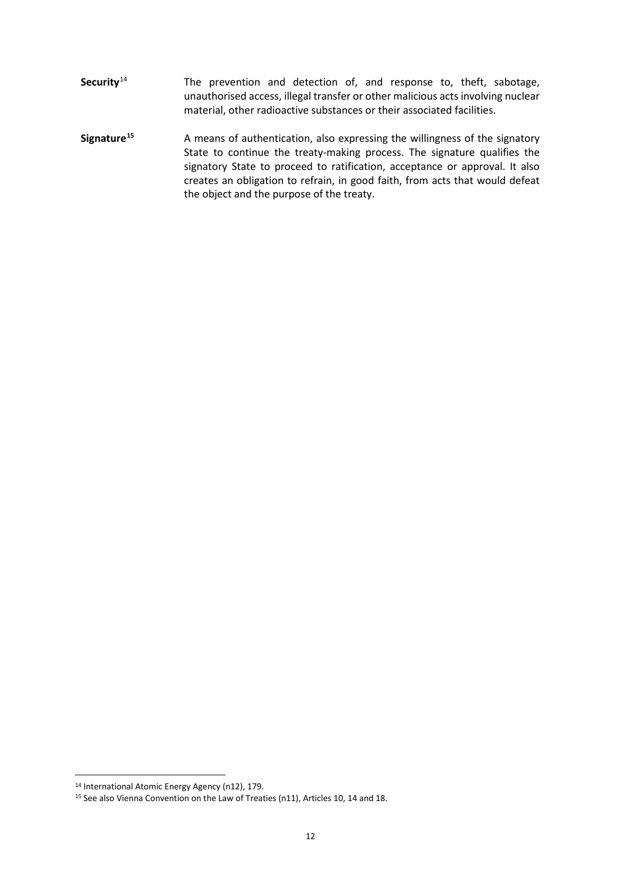**Security**[14] The prevention and detection of, and response to, theft, sabotage, unauthorised access, illegal transfer or other malicious acts involving nuclear material, other radioactive substances or their associated facilities.

**Signature**[15] A means of authentication, also expressing the willingness of the signatory State to continue the treaty-making process. The signature qualifies the signatory State to proceed to ratification, acceptance or approval. It also creates an obligation to refrain, in good faith, from acts that would defeat the object and the purpose of the treaty.

---

[14] International Atomic Energy Agency (n12), 179.

[15] See also Vienna Convention on the Law of Treaties (n11), Articles 10, 14 and 18.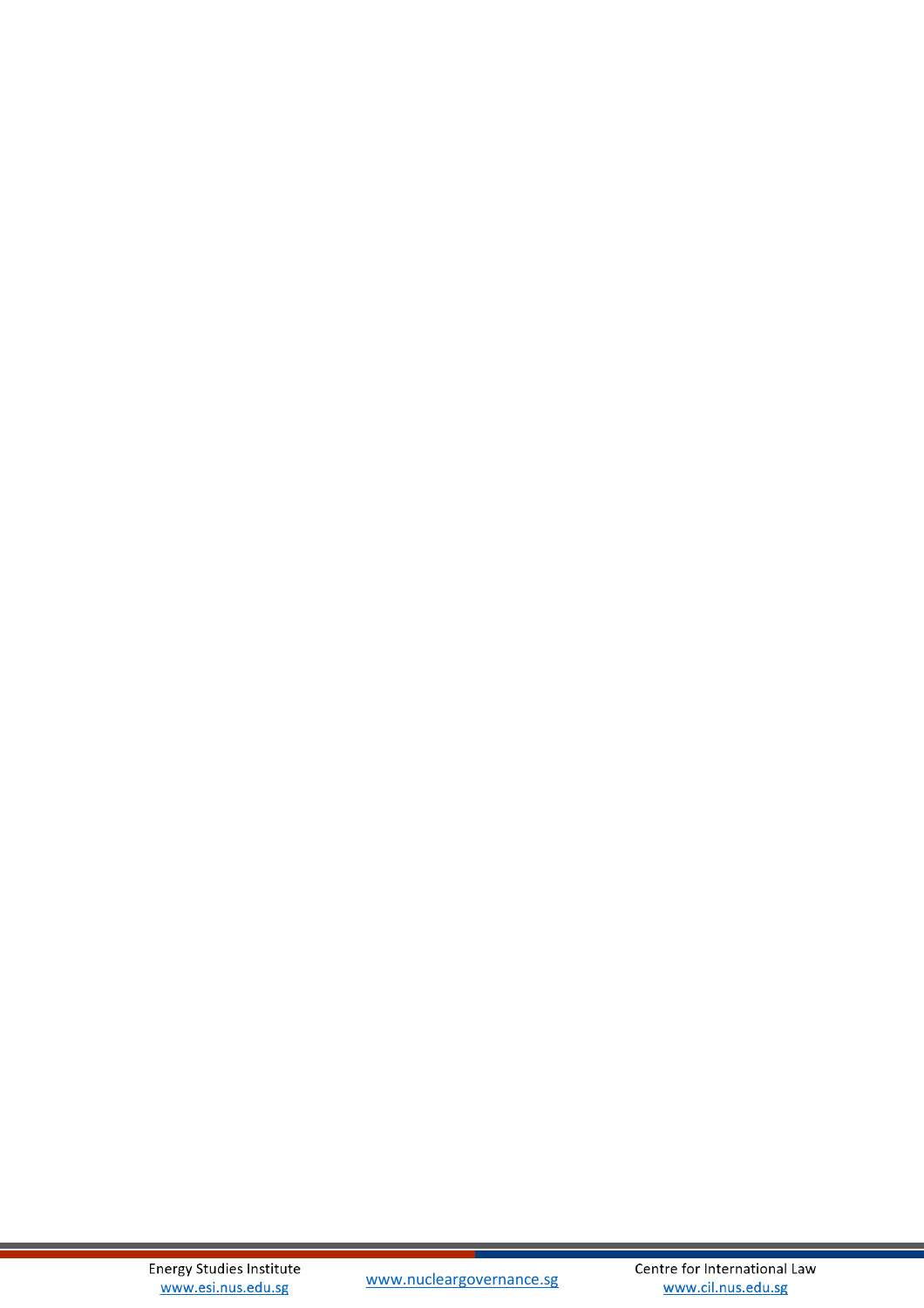Energy Studies Institute
www.esi.nus.edu.sg

www.nucleargovernance.sg

Centre for International Law
www.cil.nus.edu.sg